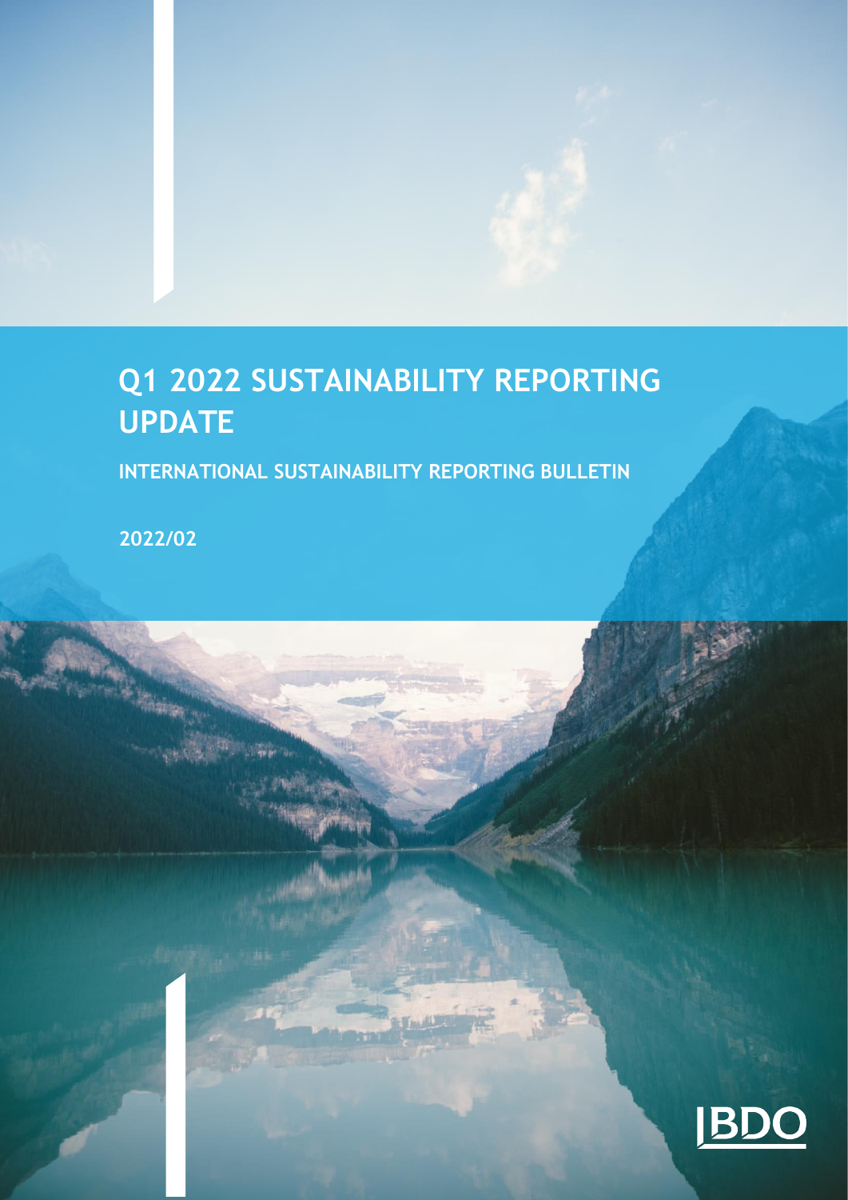# Q1 2022 SUSTAINABILITY REPORTING UPDATE

**INTERNATIONAL SUSTAINABILITY REPORTING BULLETIN**

**2022/02**

BDO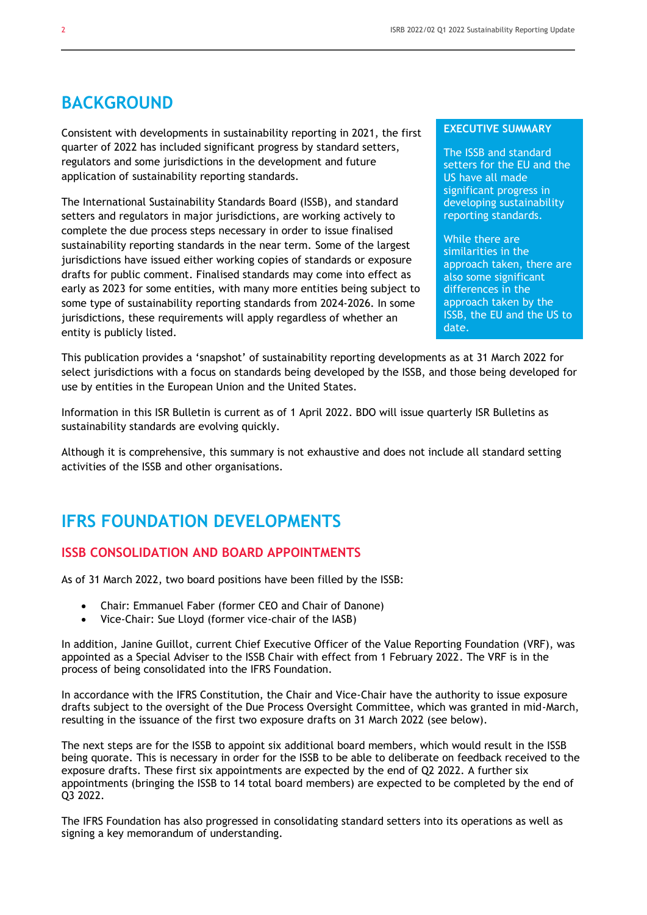# BACKGROUND

Consistent with developments in sustainability reporting in 2021, the first quarter of 2022 has included significant progress by standard setters, regulators and some jurisdictions in the development and future application of sustainability reporting standards.

The International Sustainability Standards Board (ISSB), and standard setters and regulators in major jurisdictions, are working actively to complete the due process steps necessary in order to issue finalised sustainability reporting standards in the near term. Some of the largest jurisdictions have issued either working copies of standards or exposure drafts for public comment. Finalised standards may come into effect as early as 2023 for some entities, with many more entities being subject to some type of sustainability reporting standards from 2024-2026. In some jurisdictions, these requirements will apply regardless of whether an entity is publicly listed.

**EXECUTIVE SUMMARY**

The ISSB and standard setters for the EU and the US have all made significant progress in developing sustainability reporting standards.

While there are similarities in the approach taken, there are also some significant differences in the approach taken by the ISSB, the EU and the US to date.

This publication provides a 'snapshot' of sustainability reporting developments as at 31 March 2022 for select jurisdictions with a focus on standards being developed by the ISSB, and those being developed for use by entities in the European Union and the United States.

Information in this ISR Bulletin is current as of 1 April 2022. BDO will issue quarterly ISR Bulletins as sustainability standards are evolving quickly.

Although it is comprehensive, this summary is not exhaustive and does not include all standard setting activities of the ISSB and other organisations.

# IFRS FOUNDATION DEVELOPMENTS

## ISSB CONSOLIDATION AND BOARD APPOINTMENTS

As of 31 March 2022, two board positions have been filled by the ISSB:

- Chair: Emmanuel Faber (former CEO and Chair of Danone)
- Vice-Chair: Sue Lloyd (former vice-chair of the IASB)

In addition, Janine Guillot, current Chief Executive Officer of the Value Reporting Foundation (VRF), was appointed as a Special Adviser to the ISSB Chair with effect from 1 February 2022. The VRF is in the process of being consolidated into the IFRS Foundation.

In accordance with the IFRS Constitution, the Chair and Vice-Chair have the authority to issue exposure drafts subject to the oversight of the Due Process Oversight Committee, which was granted in mid-March, resulting in the issuance of the first two exposure drafts on 31 March 2022 (see below).

The next steps are for the ISSB to appoint six additional board members, which would result in the ISSB being quorate. This is necessary in order for the ISSB to be able to deliberate on feedback received to the exposure drafts. These first six appointments are expected by the end of Q2 2022. A further six appointments (bringing the ISSB to 14 total board members) are expected to be completed by the end of Q3 2022.

The IFRS Foundation has also progressed in consolidating standard setters into its operations as well as signing a key memorandum of understanding.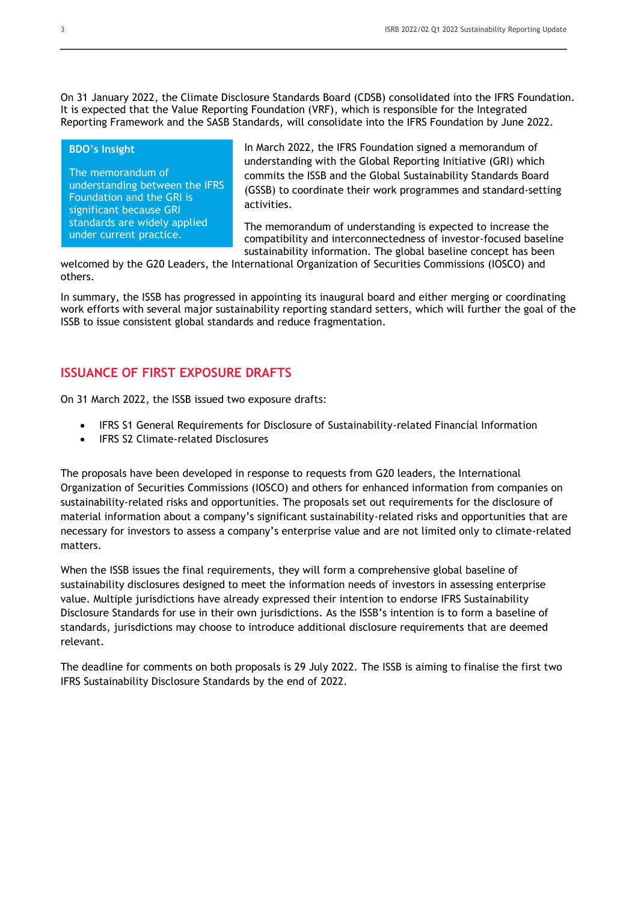On 31 January 2022, the Climate Disclosure Standards Board (CDSB) consolidated into the IFRS Foundation. It is expected that the Value Reporting Foundation (VRF), which is responsible for the Integrated Reporting Framework and the SASB Standards, will consolidate into the IFRS Foundation by June 2022.

> **BDO's Insight**
>
> The memorandum of understanding between the IFRS Foundation and the GRI is significant because GRI standards are widely applied under current practice.

In March 2022, the IFRS Foundation signed a memorandum of understanding with the Global Reporting Initiative (GRI) which commits the ISSB and the Global Sustainability Standards Board (GSSB) to coordinate their work programmes and standard-setting activities.

The memorandum of understanding is expected to increase the compatibility and interconnectedness of investor-focused baseline sustainability information. The global baseline concept has been welcomed by the G20 Leaders, the International Organization of Securities Commissions (IOSCO) and others.

In summary, the ISSB has progressed in appointing its inaugural board and either merging or coordinating work efforts with several major sustainability reporting standard setters, which will further the goal of the ISSB to issue consistent global standards and reduce fragmentation.

## ISSUANCE OF FIRST EXPOSURE DRAFTS

On 31 March 2022, the ISSB issued two exposure drafts:

- IFRS S1 General Requirements for Disclosure of Sustainability-related Financial Information
- IFRS S2 Climate-related Disclosures

The proposals have been developed in response to requests from G20 leaders, the International Organization of Securities Commissions (IOSCO) and others for enhanced information from companies on sustainability-related risks and opportunities. The proposals set out requirements for the disclosure of material information about a company's significant sustainability-related risks and opportunities that are necessary for investors to assess a company's enterprise value and are not limited only to climate-related matters.

When the ISSB issues the final requirements, they will form a comprehensive global baseline of sustainability disclosures designed to meet the information needs of investors in assessing enterprise value. Multiple jurisdictions have already expressed their intention to endorse IFRS Sustainability Disclosure Standards for use in their own jurisdictions. As the ISSB's intention is to form a baseline of standards, jurisdictions may choose to introduce additional disclosure requirements that are deemed relevant.

The deadline for comments on both proposals is 29 July 2022. The ISSB is aiming to finalise the first two IFRS Sustainability Disclosure Standards by the end of 2022.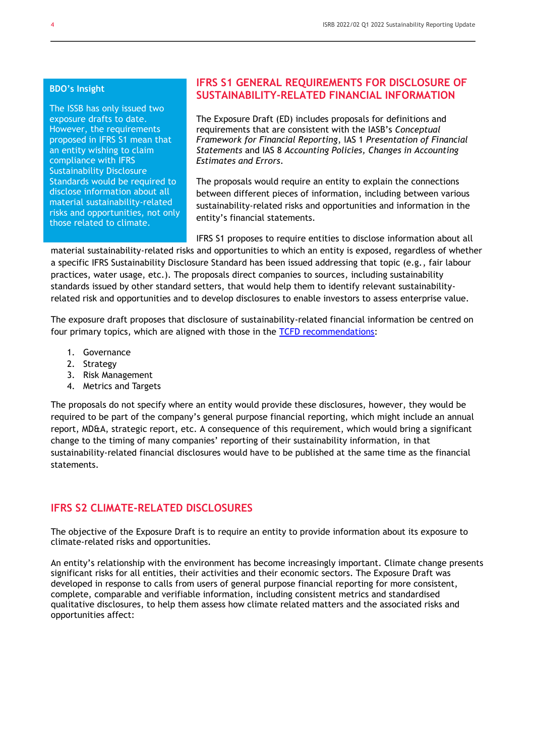**BDO's Insight**

The ISSB has only issued two exposure drafts to date. However, the requirements proposed in IFRS S1 mean that an entity wishing to claim compliance with IFRS Sustainability Disclosure Standards would be required to disclose information about all material sustainability-related risks and opportunities, not only those related to climate.

## IFRS S1 GENERAL REQUIREMENTS FOR DISCLOSURE OF SUSTAINABILITY-RELATED FINANCIAL INFORMATION

The Exposure Draft (ED) includes proposals for definitions and requirements that are consistent with the IASB's *Conceptual Framework for Financial Reporting*, IAS 1 *Presentation of Financial Statements* and IAS 8 *Accounting Policies, Changes in Accounting Estimates and Errors*.

The proposals would require an entity to explain the connections between different pieces of information, including between various sustainability-related risks and opportunities and information in the entity's financial statements.

IFRS S1 proposes to require entities to disclose information about all material sustainability-related risks and opportunities to which an entity is exposed, regardless of whether a specific IFRS Sustainability Disclosure Standard has been issued addressing that topic (e.g., fair labour practices, water usage, etc.). The proposals direct companies to sources, including sustainability standards issued by other standard setters, that would help them to identify relevant sustainability-related risk and opportunities and to develop disclosures to enable investors to assess enterprise value.

The exposure draft proposes that disclosure of sustainability-related financial information be centred on four primary topics, which are aligned with those in the TCFD recommendations:

1. Governance
2. Strategy
3. Risk Management
4. Metrics and Targets

The proposals do not specify where an entity would provide these disclosures, however, they would be required to be part of the company's general purpose financial reporting, which might include an annual report, MD&A, strategic report, etc. A consequence of this requirement, which would bring a significant change to the timing of many companies' reporting of their sustainability information, in that sustainability-related financial disclosures would have to be published at the same time as the financial statements.

## IFRS S2 CLIMATE-RELATED DISCLOSURES

The objective of the Exposure Draft is to require an entity to provide information about its exposure to climate-related risks and opportunities.

An entity's relationship with the environment has become increasingly important. Climate change presents significant risks for all entities, their activities and their economic sectors. The Exposure Draft was developed in response to calls from users of general purpose financial reporting for more consistent, complete, comparable and verifiable information, including consistent metrics and standardised qualitative disclosures, to help them assess how climate related matters and the associated risks and opportunities affect: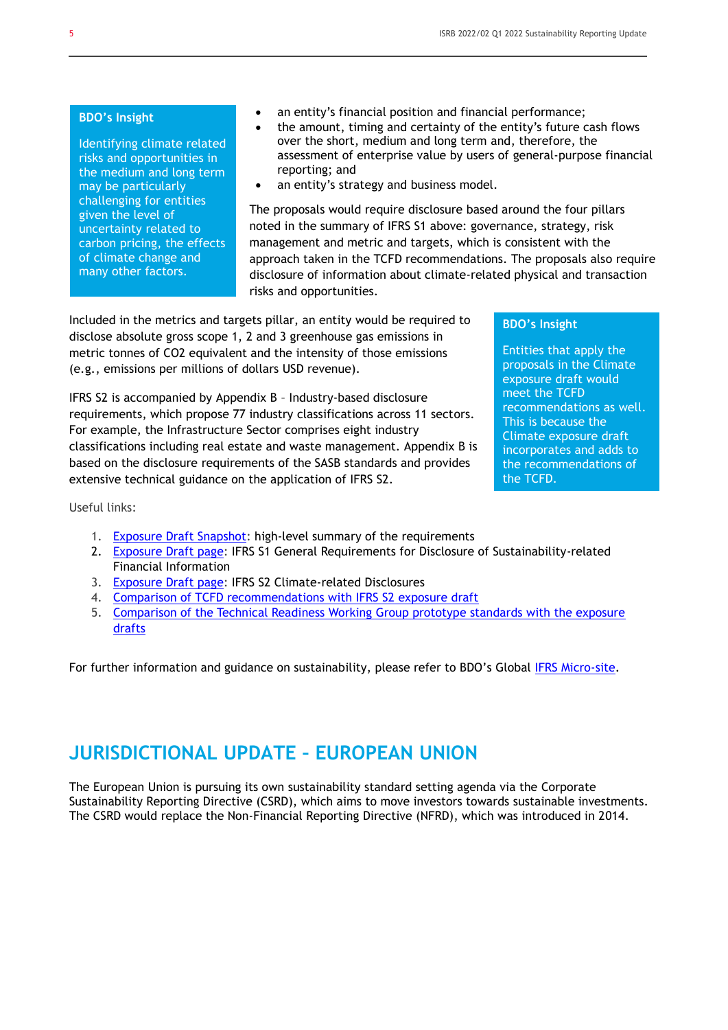> **BDO's Insight**
>
> Identifying climate related risks and opportunities in the medium and long term may be particularly challenging for entities given the level of uncertainty related to carbon pricing, the effects of climate change and many other factors.

- an entity's financial position and financial performance;
- the amount, timing and certainty of the entity's future cash flows over the short, medium and long term and, therefore, the assessment of enterprise value by users of general-purpose financial reporting; and
- an entity's strategy and business model.

The proposals would require disclosure based around the four pillars noted in the summary of IFRS S1 above: governance, strategy, risk management and metric and targets, which is consistent with the approach taken in the TCFD recommendations. The proposals also require disclosure of information about climate-related physical and transaction risks and opportunities.

Included in the metrics and targets pillar, an entity would be required to disclose absolute gross scope 1, 2 and 3 greenhouse gas emissions in metric tonnes of $CO_2$ equivalent and the intensity of those emissions (e.g., emissions per millions of dollars USD revenue).

IFRS S2 is accompanied by Appendix B – Industry-based disclosure requirements, which propose 77 industry classifications across 11 sectors. For example, the Infrastructure Sector comprises eight industry classifications including real estate and waste management. Appendix B is based on the disclosure requirements of the SASB standards and provides extensive technical guidance on the application of IFRS S2.

> **BDO's Insight**
>
> Entities that apply the proposals in the Climate exposure draft would meet the TCFD recommendations as well. This is because the Climate exposure draft incorporates and adds to the recommendations of the TCFD.

Useful links:

1. Exposure Draft Snapshot: high-level summary of the requirements
2. Exposure Draft page: IFRS S1 General Requirements for Disclosure of Sustainability-related Financial Information
3. Exposure Draft page: IFRS S2 Climate-related Disclosures
4. Comparison of TCFD recommendations with IFRS S2 exposure draft
5. Comparison of the Technical Readiness Working Group prototype standards with the exposure drafts

For further information and guidance on sustainability, please refer to BDO's Global IFRS Micro-site.

# JURISDICTIONAL UPDATE – EUROPEAN UNION

The European Union is pursuing its own sustainability standard setting agenda via the Corporate Sustainability Reporting Directive (CSRD), which aims to move investors towards sustainable investments. The CSRD would replace the Non-Financial Reporting Directive (NFRD), which was introduced in 2014.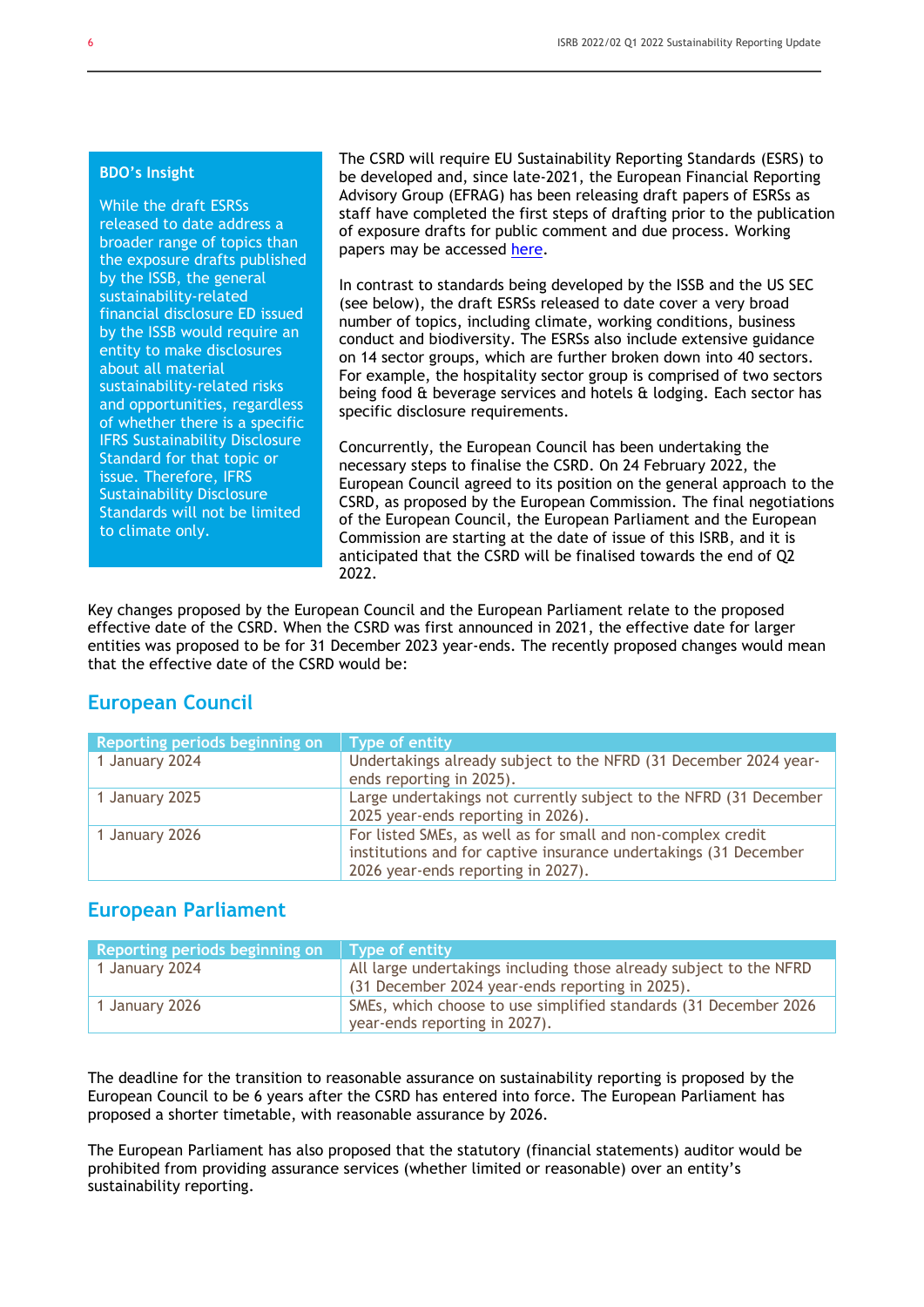> **BDO's Insight**
>
> While the draft ESRSs released to date address a broader range of topics than the exposure drafts published by the ISSB, the general sustainability-related financial disclosure ED issued by the ISSB would require an entity to make disclosures about all material sustainability-related risks and opportunities, regardless of whether there is a specific IFRS Sustainability Disclosure Standard for that topic or issue. Therefore, IFRS Sustainability Disclosure Standards will not be limited to climate only.

The CSRD will require EU Sustainability Reporting Standards (ESRS) to be developed and, since late-2021, the European Financial Reporting Advisory Group (EFRAG) has been releasing draft papers of ESRSs as staff have completed the first steps of drafting prior to the publication of exposure drafts for public comment and due process. Working papers may be accessed here.

In contrast to standards being developed by the ISSB and the US SEC (see below), the draft ESRSs released to date cover a very broad number of topics, including climate, working conditions, business conduct and biodiversity. The ESRSs also include extensive guidance on 14 sector groups, which are further broken down into 40 sectors. For example, the hospitality sector group is comprised of two sectors being food & beverage services and hotels & lodging. Each sector has specific disclosure requirements.

Concurrently, the European Council has been undertaking the necessary steps to finalise the CSRD. On 24 February 2022, the European Council agreed to its position on the general approach to the CSRD, as proposed by the European Commission. The final negotiations of the European Council, the European Parliament and the European Commission are starting at the date of issue of this ISRB, and it is anticipated that the CSRD will be finalised towards the end of Q2 2022.

Key changes proposed by the European Council and the European Parliament relate to the proposed effective date of the CSRD. When the CSRD was first announced in 2021, the effective date for larger entities was proposed to be for 31 December 2023 year-ends. The recently proposed changes would mean that the effective date of the CSRD would be:

## European Council

| Reporting periods beginning on | Type of entity |
|---|---|
| 1 January 2024 | Undertakings already subject to the NFRD (31 December 2024 year-ends reporting in 2025). |
| 1 January 2025 | Large undertakings not currently subject to the NFRD (31 December 2025 year-ends reporting in 2026). |
| 1 January 2026 | For listed SMEs, as well as for small and non-complex credit institutions and for captive insurance undertakings (31 December 2026 year-ends reporting in 2027). |

## European Parliament

| Reporting periods beginning on | Type of entity |
|---|---|
| 1 January 2024 | All large undertakings including those already subject to the NFRD (31 December 2024 year-ends reporting in 2025). |
| 1 January 2026 | SMEs, which choose to use simplified standards (31 December 2026 year-ends reporting in 2027). |

The deadline for the transition to reasonable assurance on sustainability reporting is proposed by the European Council to be 6 years after the CSRD has entered into force. The European Parliament has proposed a shorter timetable, with reasonable assurance by 2026.

The European Parliament has also proposed that the statutory (financial statements) auditor would be prohibited from providing assurance services (whether limited or reasonable) over an entity's sustainability reporting.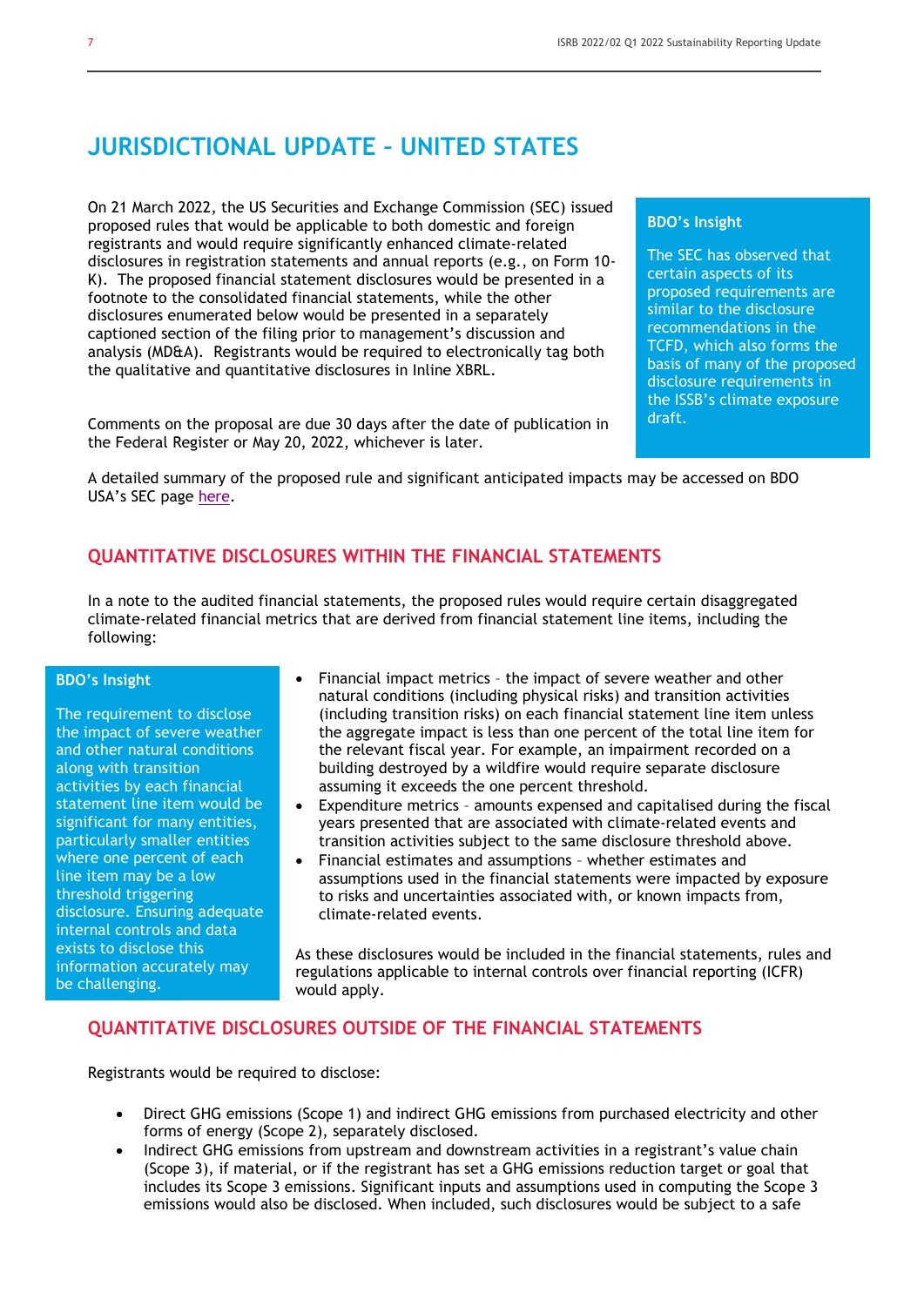# JURISDICTIONAL UPDATE – UNITED STATES

On 21 March 2022, the US Securities and Exchange Commission (SEC) issued proposed rules that would be applicable to both domestic and foreign registrants and would require significantly enhanced climate-related disclosures in registration statements and annual reports (e.g., on Form 10-K). The proposed financial statement disclosures would be presented in a footnote to the consolidated financial statements, while the other disclosures enumerated below would be presented in a separately captioned section of the filing prior to management's discussion and analysis (MD&A). Registrants would be required to electronically tag both the qualitative and quantitative disclosures in Inline XBRL.

Comments on the proposal are due 30 days after the date of publication in the Federal Register or May 20, 2022, whichever is later.

**BDO's Insight**

The SEC has observed that certain aspects of its proposed requirements are similar to the disclosure recommendations in the TCFD, which also forms the basis of many of the proposed disclosure requirements in the ISSB's climate exposure draft.

A detailed summary of the proposed rule and significant anticipated impacts may be accessed on BDO USA's SEC page [here](#).

## QUANTITATIVE DISCLOSURES WITHIN THE FINANCIAL STATEMENTS

In a note to the audited financial statements, the proposed rules would require certain disaggregated climate-related financial metrics that are derived from financial statement line items, including the following:

**BDO's Insight**

The requirement to disclose the impact of severe weather and other natural conditions along with transition activities by each financial statement line item would be significant for many entities, particularly smaller entities where one percent of each line item may be a low threshold triggering disclosure. Ensuring adequate internal controls and data exists to disclose this information accurately may be challenging.

- Financial impact metrics – the impact of severe weather and other natural conditions (including physical risks) and transition activities (including transition risks) on each financial statement line item unless the aggregate impact is less than one percent of the total line item for the relevant fiscal year. For example, an impairment recorded on a building destroyed by a wildfire would require separate disclosure assuming it exceeds the one percent threshold.
- Expenditure metrics – amounts expensed and capitalised during the fiscal years presented that are associated with climate-related events and transition activities subject to the same disclosure threshold above.
- Financial estimates and assumptions – whether estimates and assumptions used in the financial statements were impacted by exposure to risks and uncertainties associated with, or known impacts from, climate-related events.

As these disclosures would be included in the financial statements, rules and regulations applicable to internal controls over financial reporting (ICFR) would apply.

## QUANTITATIVE DISCLOSURES OUTSIDE OF THE FINANCIAL STATEMENTS

Registrants would be required to disclose:

- Direct GHG emissions (Scope 1) and indirect GHG emissions from purchased electricity and other forms of energy (Scope 2), separately disclosed.
- Indirect GHG emissions from upstream and downstream activities in a registrant's value chain (Scope 3), if material, or if the registrant has set a GHG emissions reduction target or goal that includes its Scope 3 emissions. Significant inputs and assumptions used in computing the Scope 3 emissions would also be disclosed. When included, such disclosures would be subject to a safe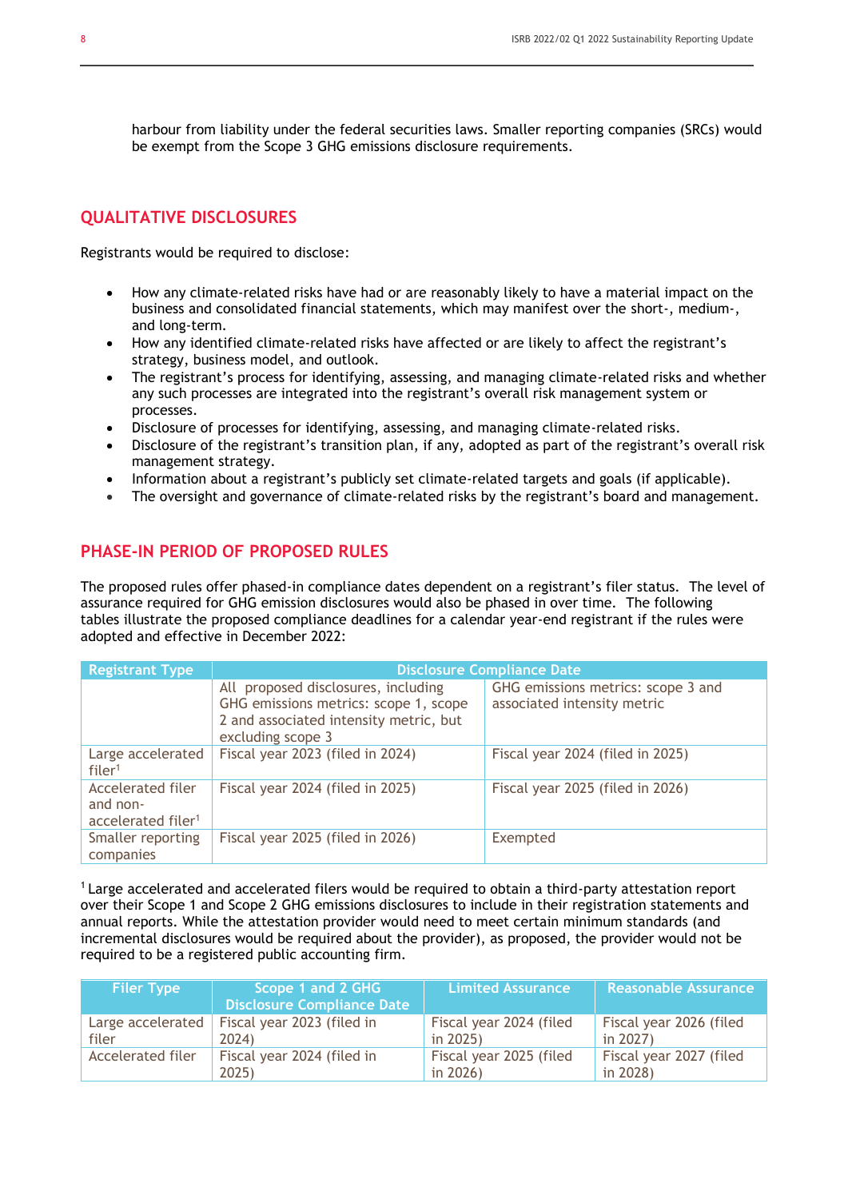harbour from liability under the federal securities laws. Smaller reporting companies (SRCs) would be exempt from the Scope 3 GHG emissions disclosure requirements.

## QUALITATIVE DISCLOSURES

Registrants would be required to disclose:

- How any climate-related risks have had or are reasonably likely to have a material impact on the business and consolidated financial statements, which may manifest over the short-, medium-, and long-term.
- How any identified climate-related risks have affected or are likely to affect the registrant's strategy, business model, and outlook.
- The registrant's process for identifying, assessing, and managing climate-related risks and whether any such processes are integrated into the registrant's overall risk management system or processes.
- Disclosure of processes for identifying, assessing, and managing climate-related risks.
- Disclosure of the registrant's transition plan, if any, adopted as part of the registrant's overall risk management strategy.
- Information about a registrant's publicly set climate-related targets and goals (if applicable).
- The oversight and governance of climate-related risks by the registrant's board and management.

## PHASE-IN PERIOD OF PROPOSED RULES

The proposed rules offer phased-in compliance dates dependent on a registrant's filer status. The level of assurance required for GHG emission disclosures would also be phased in over time. The following tables illustrate the proposed compliance deadlines for a calendar year-end registrant if the rules were adopted and effective in December 2022:

| Registrant Type | Disclosure Compliance Date | |
|---|---|---|
| | All proposed disclosures, including GHG emissions metrics: scope 1, scope 2 and associated intensity metric, but excluding scope 3 | GHG emissions metrics: scope 3 and associated intensity metric |
| Large accelerated filer[1] | Fiscal year 2023 (filed in 2024) | Fiscal year 2024 (filed in 2025) |
| Accelerated filer and non-accelerated filer[1] | Fiscal year 2024 (filed in 2025) | Fiscal year 2025 (filed in 2026) |
| Smaller reporting companies | Fiscal year 2025 (filed in 2026) | Exempted |

[1] Large accelerated and accelerated filers would be required to obtain a third-party attestation report over their Scope 1 and Scope 2 GHG emissions disclosures to include in their registration statements and annual reports. While the attestation provider would need to meet certain minimum standards (and incremental disclosures would be required about the provider), as proposed, the provider would not be required to be a registered public accounting firm.

| Filer Type | Scope 1 and 2 GHG Disclosure Compliance Date | Limited Assurance | Reasonable Assurance |
|---|---|---|---|
| Large accelerated filer | Fiscal year 2023 (filed in 2024) | Fiscal year 2024 (filed in 2025) | Fiscal year 2026 (filed in 2027) |
| Accelerated filer | Fiscal year 2024 (filed in 2025) | Fiscal year 2025 (filed in 2026) | Fiscal year 2027 (filed in 2028) |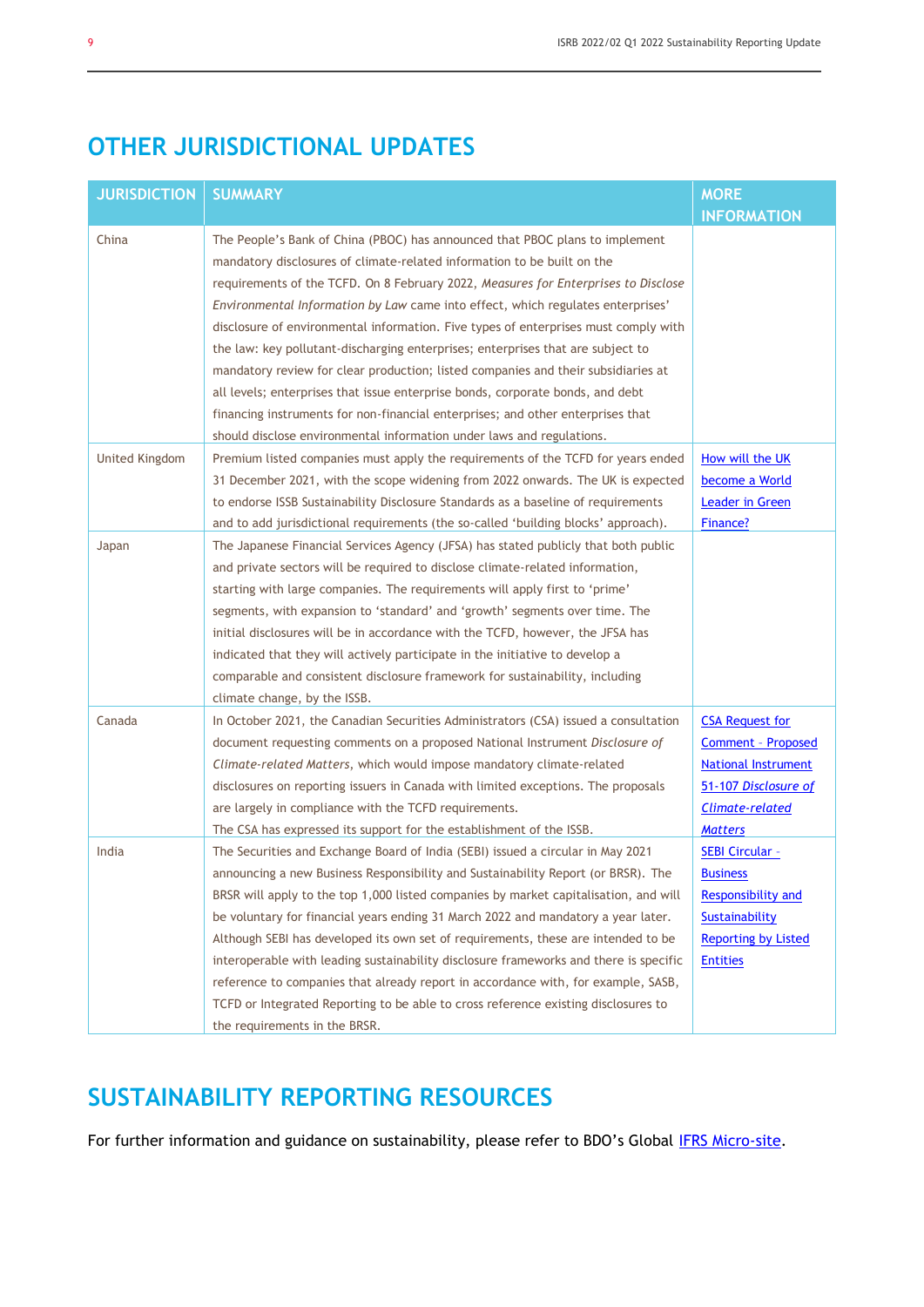## OTHER JURISDICTIONAL UPDATES

| JURISDICTION | SUMMARY | MORE INFORMATION |
|---|---|---|
| China | The People's Bank of China (PBOC) has announced that PBOC plans to implement mandatory disclosures of climate-related information to be built on the requirements of the TCFD. On 8 February 2022, *Measures for Enterprises to Disclose Environmental Information by Law* came into effect, which regulates enterprises' disclosure of environmental information. Five types of enterprises must comply with the law: key pollutant-discharging enterprises; enterprises that are subject to mandatory review for clear production; listed companies and their subsidiaries at all levels; enterprises that issue enterprise bonds, corporate bonds, and debt financing instruments for non-financial enterprises; and other enterprises that should disclose environmental information under laws and regulations. | |
| United Kingdom | Premium listed companies must apply the requirements of the TCFD for years ended 31 December 2021, with the scope widening from 2022 onwards. The UK is expected to endorse ISSB Sustainability Disclosure Standards as a baseline of requirements and to add jurisdictional requirements (the so-called 'building blocks' approach). | How will the UK become a World Leader in Green Finance? |
| Japan | The Japanese Financial Services Agency (JFSA) has stated publicly that both public and private sectors will be required to disclose climate-related information, starting with large companies. The requirements will apply first to 'prime' segments, with expansion to 'standard' and 'growth' segments over time. The initial disclosures will be in accordance with the TCFD, however, the JFSA has indicated that they will actively participate in the initiative to develop a comparable and consistent disclosure framework for sustainability, including climate change, by the ISSB. | |
| Canada | In October 2021, the Canadian Securities Administrators (CSA) issued a consultation document requesting comments on a proposed National Instrument *Disclosure of Climate-related Matters*, which would impose mandatory climate-related disclosures on reporting issuers in Canada with limited exceptions. The proposals are largely in compliance with the TCFD requirements.<br>The CSA has expressed its support for the establishment of the ISSB. | CSA Request for Comment – Proposed National Instrument 51-107 *Disclosure of Climate-related Matters* |
| India | The Securities and Exchange Board of India (SEBI) issued a circular in May 2021 announcing a new Business Responsibility and Sustainability Report (or BRSR). The BRSR will apply to the top 1,000 listed companies by market capitalisation, and will be voluntary for financial years ending 31 March 2022 and mandatory a year later. Although SEBI has developed its own set of requirements, these are intended to be interoperable with leading sustainability disclosure frameworks and there is specific reference to companies that already report in accordance with, for example, SASB, TCFD or Integrated Reporting to be able to cross reference existing disclosures to the requirements in the BRSR. | SEBI Circular - Business Responsibility and Sustainability Reporting by Listed Entities |

## SUSTAINABILITY REPORTING RESOURCES

For further information and guidance on sustainability, please refer to BDO's Global IFRS Micro-site.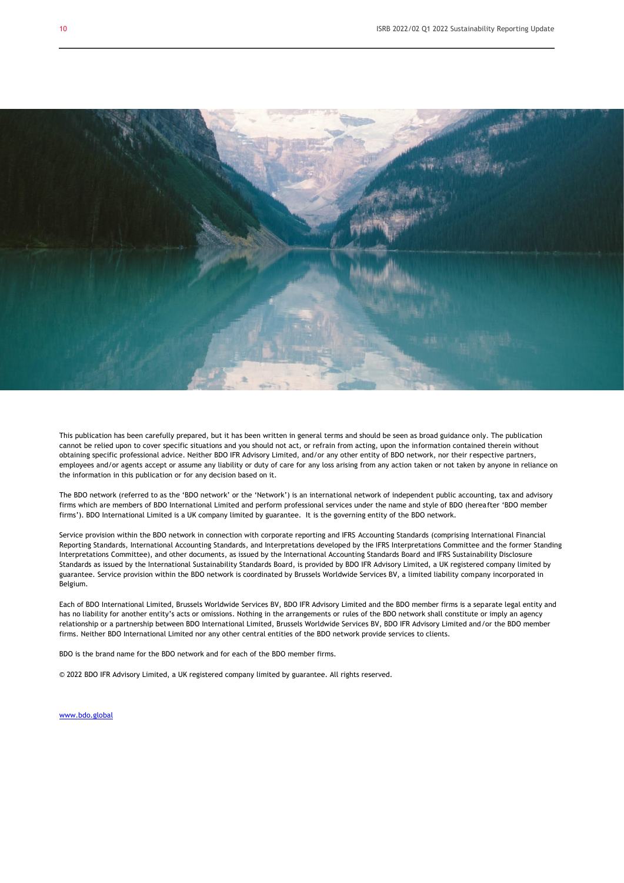This publication has been carefully prepared, but it has been written in general terms and should be seen as broad guidance only. The publication cannot be relied upon to cover specific situations and you should not act, or refrain from acting, upon the information contained therein without obtaining specific professional advice. Neither BDO IFR Advisory Limited, and/or any other entity of BDO network, nor their respective partners, employees and/or agents accept or assume any liability or duty of care for any loss arising from any action taken or not taken by anyone in reliance on the information in this publication or for any decision based on it.

The BDO network (referred to as the 'BDO network' or the 'Network') is an international network of independent public accounting, tax and advisory firms which are members of BDO International Limited and perform professional services under the name and style of BDO (hereafter 'BDO member firms'). BDO International Limited is a UK company limited by guarantee. It is the governing entity of the BDO network.

Service provision within the BDO network in connection with corporate reporting and IFRS Accounting Standards (comprising International Financial Reporting Standards, International Accounting Standards, and Interpretations developed by the IFRS Interpretations Committee and the former Standing Interpretations Committee), and other documents, as issued by the International Accounting Standards Board and IFRS Sustainability Disclosure Standards as issued by the International Sustainability Standards Board, is provided by BDO IFR Advisory Limited, a UK registered company limited by guarantee. Service provision within the BDO network is coordinated by Brussels Worldwide Services BV, a limited liability company incorporated in Belgium.

Each of BDO International Limited, Brussels Worldwide Services BV, BDO IFR Advisory Limited and the BDO member firms is a separate legal entity and has no liability for another entity's acts or omissions. Nothing in the arrangements or rules of the BDO network shall constitute or imply an agency relationship or a partnership between BDO International Limited, Brussels Worldwide Services BV, BDO IFR Advisory Limited and/or the BDO member firms. Neither BDO International Limited nor any other central entities of the BDO network provide services to clients.

BDO is the brand name for the BDO network and for each of the BDO member firms.

© 2022 BDO IFR Advisory Limited, a UK registered company limited by guarantee. All rights reserved.

www.bdo.global